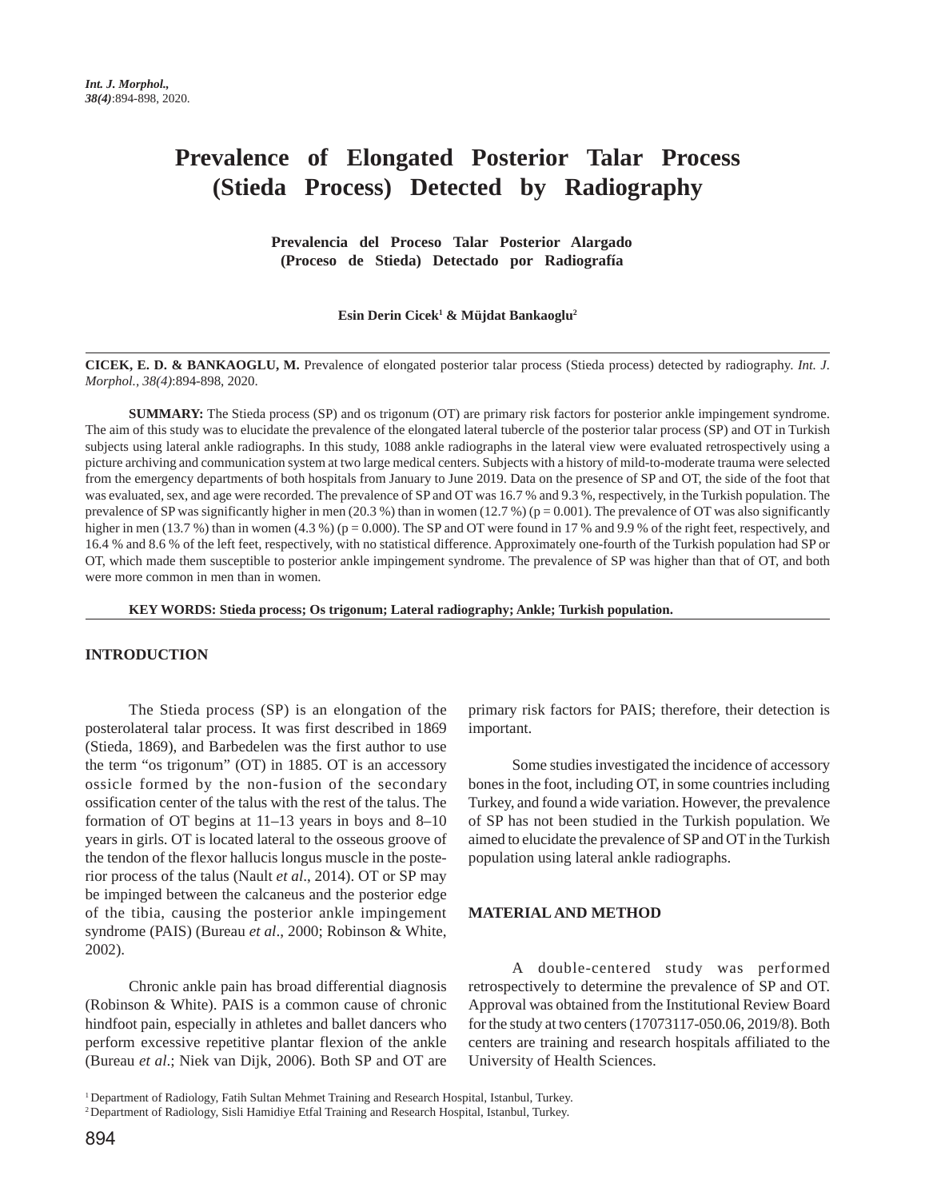# Prevalence of Elongated Posterior Talar Process (Stieda Process) Detected by Radiography

## Prevalencia del Proceso Talar Posterior Alargado (Proceso de Stieda) Detectado por Radiografía

**Esin Derin Cicek[1] & Müjdat Bankaoglu[2]**

**CICEK, E. D. & BANKAOGLU, M.** Prevalence of elongated posterior talar process (Stieda process) detected by radiography. *Int. J. Morphol., 38(4)*:894-898, 2020.

**SUMMARY:** The Stieda process (SP) and os trigonum (OT) are primary risk factors for posterior ankle impingement syndrome. The aim of this study was to elucidate the prevalence of the elongated lateral tubercle of the posterior talar process (SP) and OT in Turkish subjects using lateral ankle radiographs. In this study, 1088 ankle radiographs in the lateral view were evaluated retrospectively using a picture archiving and communication system at two large medical centers. Subjects with a history of mild-to-moderate trauma were selected from the emergency departments of both hospitals from January to June 2019. Data on the presence of SP and OT, the side of the foot that was evaluated, sex, and age were recorded. The prevalence of SP and OT was 16.7 % and 9.3 %, respectively, in the Turkish population. The prevalence of SP was significantly higher in men (20.3 %) than in women (12.7 %) ($p = 0.001$). The prevalence of OT was also significantly higher in men (13.7 %) than in women (4.3 %) ($p = 0.000$). The SP and OT were found in 17 % and 9.9 % of the right feet, respectively, and 16.4 % and 8.6 % of the left feet, respectively, with no statistical difference. Approximately one-fourth of the Turkish population had SP or OT, which made them susceptible to posterior ankle impingement syndrome. The prevalence of SP was higher than that of OT, and both were more common in men than in women.

**KEY WORDS: Stieda process; Os trigonum; Lateral radiography; Ankle; Turkish population.**

## INTRODUCTION

The Stieda process (SP) is an elongation of the posterolateral talar process. It was first described in 1869 (Stieda, 1869), and Barbedelen was the first author to use the term "os trigonum" (OT) in 1885. OT is an accessory ossicle formed by the non-fusion of the secondary ossification center of the talus with the rest of the talus. The formation of OT begins at 11–13 years in boys and 8–10 years in girls. OT is located lateral to the osseous groove of the tendon of the flexor hallucis longus muscle in the posterior process of the talus (Nault *et al*., 2014). OT or SP may be impinged between the calcaneus and the posterior edge of the tibia, causing the posterior ankle impingement syndrome (PAIS) (Bureau *et al*., 2000; Robinson & White, 2002).

Chronic ankle pain has broad differential diagnosis (Robinson & White). PAIS is a common cause of chronic hindfoot pain, especially in athletes and ballet dancers who perform excessive repetitive plantar flexion of the ankle (Bureau *et al*.; Niek van Dijk, 2006). Both SP and OT are primary risk factors for PAIS; therefore, their detection is important.

Some studies investigated the incidence of accessory bones in the foot, including OT, in some countries including Turkey, and found a wide variation. However, the prevalence of SP has not been studied in the Turkish population. We aimed to elucidate the prevalence of SP and OT in the Turkish population using lateral ankle radiographs.

## MATERIAL AND METHOD

A double-centered study was performed retrospectively to determine the prevalence of SP and OT. Approval was obtained from the Institutional Review Board for the study at two centers (17073117-050.06, 2019/8). Both centers are training and research hospitals affiliated to the University of Health Sciences.

[1] Department of Radiology, Fatih Sultan Mehmet Training and Research Hospital, Istanbul, Turkey.
[2] Department of Radiology, Sisli Hamidiye Etfal Training and Research Hospital, Istanbul, Turkey.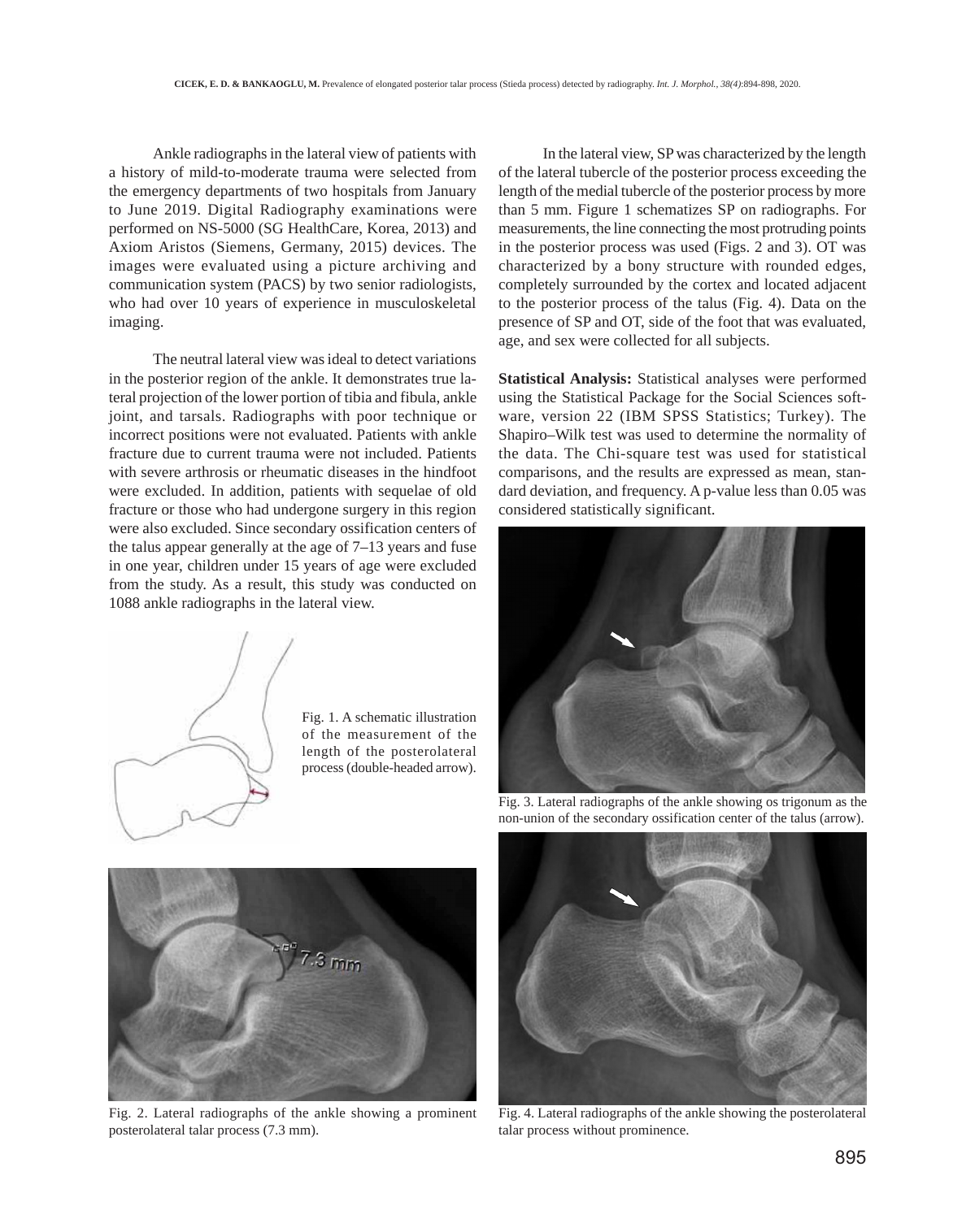Ankle radiographs in the lateral view of patients with a history of mild-to-moderate trauma were selected from the emergency departments of two hospitals from January to June 2019. Digital Radiography examinations were performed on NS-5000 (SG HealthCare, Korea, 2013) and Axiom Aristos (Siemens, Germany, 2015) devices. The images were evaluated using a picture archiving and communication system (PACS) by two senior radiologists, who had over 10 years of experience in musculoskeletal imaging.

The neutral lateral view was ideal to detect variations in the posterior region of the ankle. It demonstrates true lateral projection of the lower portion of tibia and fibula, ankle joint, and tarsals. Radiographs with poor technique or incorrect positions were not evaluated. Patients with ankle fracture due to current trauma were not included. Patients with severe arthrosis or rheumatic diseases in the hindfoot were excluded. In addition, patients with sequelae of old fracture or those who had undergone surgery in this region were also excluded. Since secondary ossification centers of the talus appear generally at the age of 7–13 years and fuse in one year, children under 15 years of age were excluded from the study. As a result, this study was conducted on 1088 ankle radiographs in the lateral view.

Fig. 1. A schematic illustration of the measurement of the length of the posterolateral process (double-headed arrow).

Fig. 2. Lateral radiographs of the ankle showing a prominent posterolateral talar process (7.3 mm).

In the lateral view, SP was characterized by the length of the lateral tubercle of the posterior process exceeding the length of the medial tubercle of the posterior process by more than 5 mm. Figure 1 schematizes SP on radiographs. For measurements, the line connecting the most protruding points in the posterior process was used (Figs. 2 and 3). OT was characterized by a bony structure with rounded edges, completely surrounded by the cortex and located adjacent to the posterior process of the talus (Fig. 4). Data on the presence of SP and OT, side of the foot that was evaluated, age, and sex were collected for all subjects.

**Statistical Analysis:** Statistical analyses were performed using the Statistical Package for the Social Sciences software, version 22 (IBM SPSS Statistics; Turkey). The Shapiro–Wilk test was used to determine the normality of the data. The Chi-square test was used for statistical comparisons, and the results are expressed as mean, standard deviation, and frequency. A p-value less than 0.05 was considered statistically significant.

Fig. 3. Lateral radiographs of the ankle showing os trigonum as the non-union of the secondary ossification center of the talus (arrow).

Fig. 4. Lateral radiographs of the ankle showing the posterolateral talar process without prominence.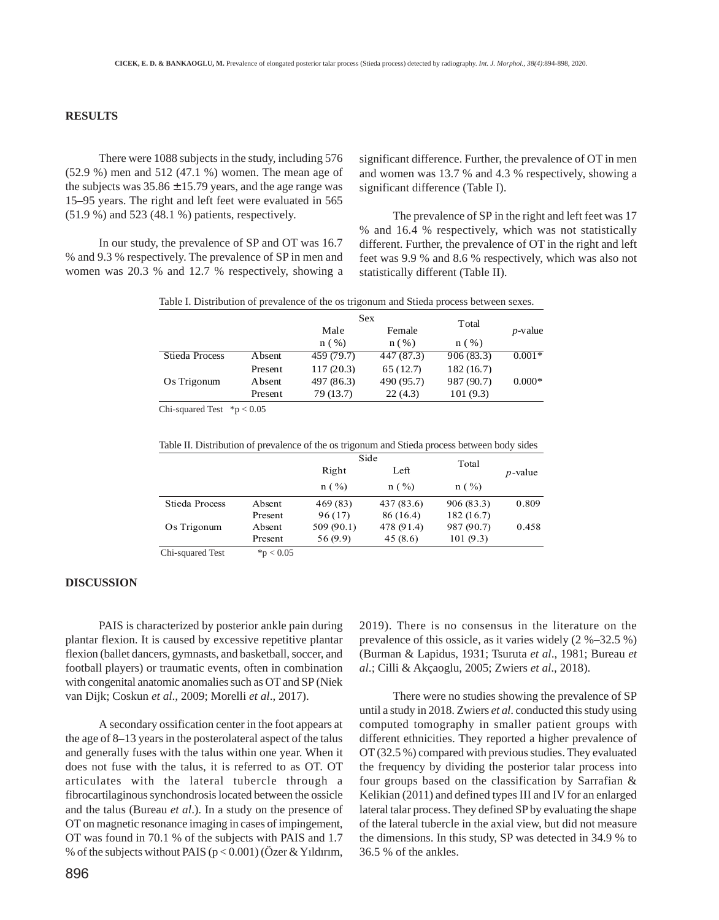## RESULTS

There were 1088 subjects in the study, including 576 (52.9 %) men and 512 (47.1 %) women. The mean age of the subjects was 35.86 ± 15.79 years, and the age range was 15–95 years. The right and left feet were evaluated in 565 (51.9 %) and 523 (48.1 %) patients, respectively.

In our study, the prevalence of SP and OT was 16.7 % and 9.3 % respectively. The prevalence of SP in men and women was 20.3 % and 12.7 % respectively, showing a significant difference. Further, the prevalence of OT in men and women was 13.7 % and 4.3 % respectively, showing a significant difference (Table I).

The prevalence of SP in the right and left feet was 17 % and 16.4 % respectively, which was not statistically different. Further, the prevalence of OT in the right and left feet was 9.9 % and 8.6 % respectively, which was also not statistically different (Table II).

Table I. Distribution of prevalence of the os trigonum and Stieda process between sexes.

| | | Sex | | Total | *p*-value |
|---|---|---|---|---|---|
| | | Male | Female | | |
| | | n ( %) | n ( %) | n ( %) | |
| Stieda Process | Absent | 459 (79.7) | 447 (87.3) | 906 (83.3) | 0.001* |
| | Present | 117 (20.3) | 65 (12.7) | 182 (16.7) | |
| Os Trigonum | Absent | 497 (86.3) | 490 (95.7) | 987 (90.7) | 0.000* |
| | Present | 79 (13.7) | 22 (4.3) | 101 (9.3) | |

Chi-squared Test *p < 0.05

Table II. Distribution of prevalence of the os trigonum and Stieda process between body sides

| | | Side | | Total | *p*-value |
|---|---|---|---|---|---|
| | | Right | Left | | |
| | | n ( %) | n ( %) | n ( %) | |
| Stieda Process | Absent | 469 (83) | 437 (83.6) | 906 (83.3) | 0.809 |
| | Present | 96 (17) | 86 (16.4) | 182 (16.7) | |
| Os Trigonum | Absent | 509 (90.1) | 478 (91.4) | 987 (90.7) | 0.458 |
| | Present | 56 (9.9) | 45 (8.6) | 101 (9.3) | |

Chi-squared Test *p < 0.05

## DISCUSSION

PAIS is characterized by posterior ankle pain during plantar flexion. It is caused by excessive repetitive plantar flexion (ballet dancers, gymnasts, and basketball, soccer, and football players) or traumatic events, often in combination with congenital anatomic anomalies such as OT and SP (Niek van Dijk; Coskun *et al*., 2009; Morelli *et al*., 2017).

A secondary ossification center in the foot appears at the age of 8–13 years in the posterolateral aspect of the talus and generally fuses with the talus within one year. When it does not fuse with the talus, it is referred to as OT. OT articulates with the lateral tubercle through a fibrocartilaginous synchondrosis located between the ossicle and the talus (Bureau *et al*.). In a study on the presence of OT on magnetic resonance imaging in cases of impingement, OT was found in 70.1 % of the subjects with PAIS and 1.7 % of the subjects without PAIS (p < 0.001) (Özer & Yıldırım, 2019). There is no consensus in the literature on the prevalence of this ossicle, as it varies widely (2 %–32.5 %) (Burman & Lapidus, 1931; Tsuruta *et al*., 1981; Bureau *et al*.; Cilli & Akçaoglu, 2005; Zwiers *et al*., 2018).

There were no studies showing the prevalence of SP until a study in 2018. Zwiers *et al*. conducted this study using computed tomography in smaller patient groups with different ethnicities. They reported a higher prevalence of OT (32.5 %) compared with previous studies. They evaluated the frequency by dividing the posterior talar process into four groups based on the classification by Sarrafian & Kelikian (2011) and defined types III and IV for an enlarged lateral talar process. They defined SP by evaluating the shape of the lateral tubercle in the axial view, but did not measure the dimensions. In this study, SP was detected in 34.9 % to 36.5 % of the ankles.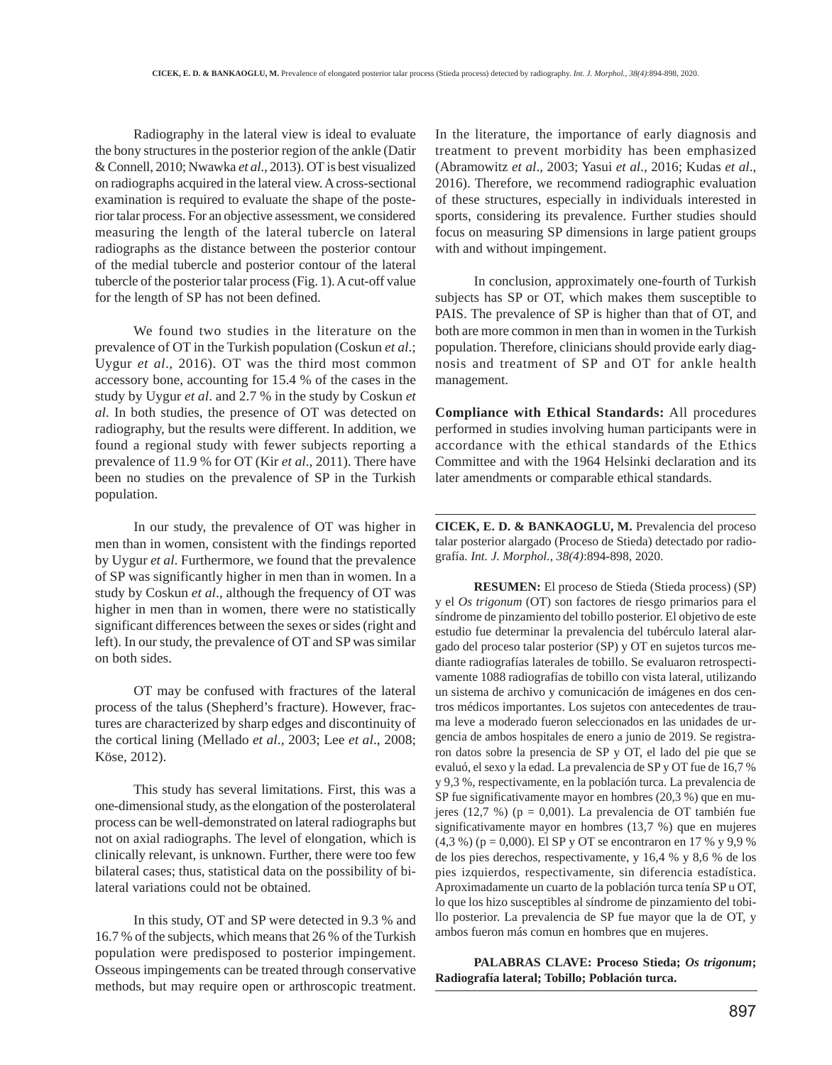Radiography in the lateral view is ideal to evaluate the bony structures in the posterior region of the ankle (Datir & Connell, 2010; Nwawka *et al*., 2013). OT is best visualized on radiographs acquired in the lateral view. A cross-sectional examination is required to evaluate the shape of the posterior talar process. For an objective assessment, we considered measuring the length of the lateral tubercle on lateral radiographs as the distance between the posterior contour of the medial tubercle and posterior contour of the lateral tubercle of the posterior talar process (Fig. 1). A cut-off value for the length of SP has not been defined.

We found two studies in the literature on the prevalence of OT in the Turkish population (Coskun *et al*.; Uygur *et al*., 2016). OT was the third most common accessory bone, accounting for 15.4 % of the cases in the study by Uygur *et al*. and 2.7 % in the study by Coskun *et al.* In both studies, the presence of OT was detected on radiography, but the results were different. In addition, we found a regional study with fewer subjects reporting a prevalence of 11.9 % for OT (Kir *et al*., 2011). There have been no studies on the prevalence of SP in the Turkish population.

In our study, the prevalence of OT was higher in men than in women, consistent with the findings reported by Uygur *et al*. Furthermore, we found that the prevalence of SP was significantly higher in men than in women. In a study by Coskun *et al*., although the frequency of OT was higher in men than in women, there were no statistically significant differences between the sexes or sides (right and left). In our study, the prevalence of OT and SP was similar on both sides.

OT may be confused with fractures of the lateral process of the talus (Shepherd's fracture). However, fractures are characterized by sharp edges and discontinuity of the cortical lining (Mellado *et al*., 2003; Lee *et al*., 2008; Köse, 2012).

This study has several limitations. First, this was a one-dimensional study, as the elongation of the posterolateral process can be well-demonstrated on lateral radiographs but not on axial radiographs. The level of elongation, which is clinically relevant, is unknown. Further, there were too few bilateral cases; thus, statistical data on the possibility of bilateral variations could not be obtained.

In this study, OT and SP were detected in 9.3 % and 16.7 % of the subjects, which means that 26 % of the Turkish population were predisposed to posterior impingement. Osseous impingements can be treated through conservative methods, but may require open or arthroscopic treatment. In the literature, the importance of early diagnosis and treatment to prevent morbidity has been emphasized (Abramowitz *et al*., 2003; Yasui *et al*., 2016; Kudas *et al*., 2016). Therefore, we recommend radiographic evaluation of these structures, especially in individuals interested in sports, considering its prevalence. Further studies should focus on measuring SP dimensions in large patient groups with and without impingement.

In conclusion, approximately one-fourth of Turkish subjects has SP or OT, which makes them susceptible to PAIS. The prevalence of SP is higher than that of OT, and both are more common in men than in women in the Turkish population. Therefore, clinicians should provide early diagnosis and treatment of SP and OT for ankle health management.

**Compliance with Ethical Standards:** All procedures performed in studies involving human participants were in accordance with the ethical standards of the Ethics Committee and with the 1964 Helsinki declaration and its later amendments or comparable ethical standards.

---

**CICEK, E. D. & BANKAOGLU, M.** Prevalencia del proceso talar posterior alargado (Proceso de Stieda) detectado por radiografía. *Int. J. Morphol., 38(4)*:894-898, 2020.

**RESUMEN:** El proceso de Stieda (Stieda process) (SP) y el *Os trigonum* (OT) son factores de riesgo primarios para el síndrome de pinzamiento del tobillo posterior. El objetivo de este estudio fue determinar la prevalencia del tubérculo lateral alargado del proceso talar posterior (SP) y OT en sujetos turcos mediante radiografías laterales de tobillo. Se evaluaron retrospectivamente 1088 radiografías de tobillo con vista lateral, utilizando un sistema de archivo y comunicación de imágenes en dos centros médicos importantes. Los sujetos con antecedentes de trauma leve a moderado fueron seleccionados en las unidades de urgencia de ambos hospitales de enero a junio de 2019. Se registraron datos sobre la presencia de SP y OT, el lado del pie que se evaluó, el sexo y la edad. La prevalencia de SP y OT fue de 16,7 % y 9,3 %, respectivamente, en la población turca. La prevalencia de SP fue significativamente mayor en hombres (20,3 %) que en mujeres (12,7 %) (p = 0,001). La prevalencia de OT también fue significativamente mayor en hombres (13,7 %) que en mujeres (4,3 %) (p = 0,000). El SP y OT se encontraron en 17 % y 9,9 % de los pies derechos, respectivamente, y 16,4 % y 8,6 % de los pies izquierdos, respectivamente, sin diferencia estadística. Aproximadamente un cuarto de la población turca tenía SP u OT, lo que los hizo susceptibles al síndrome de pinzamiento del tobillo posterior. La prevalencia de SP fue mayor que la de OT, y ambos fueron más comun en hombres que en mujeres.

**PALABRAS CLAVE: Proceso Stieda; *Os trigonum*; Radiografía lateral; Tobillo; Población turca.**

---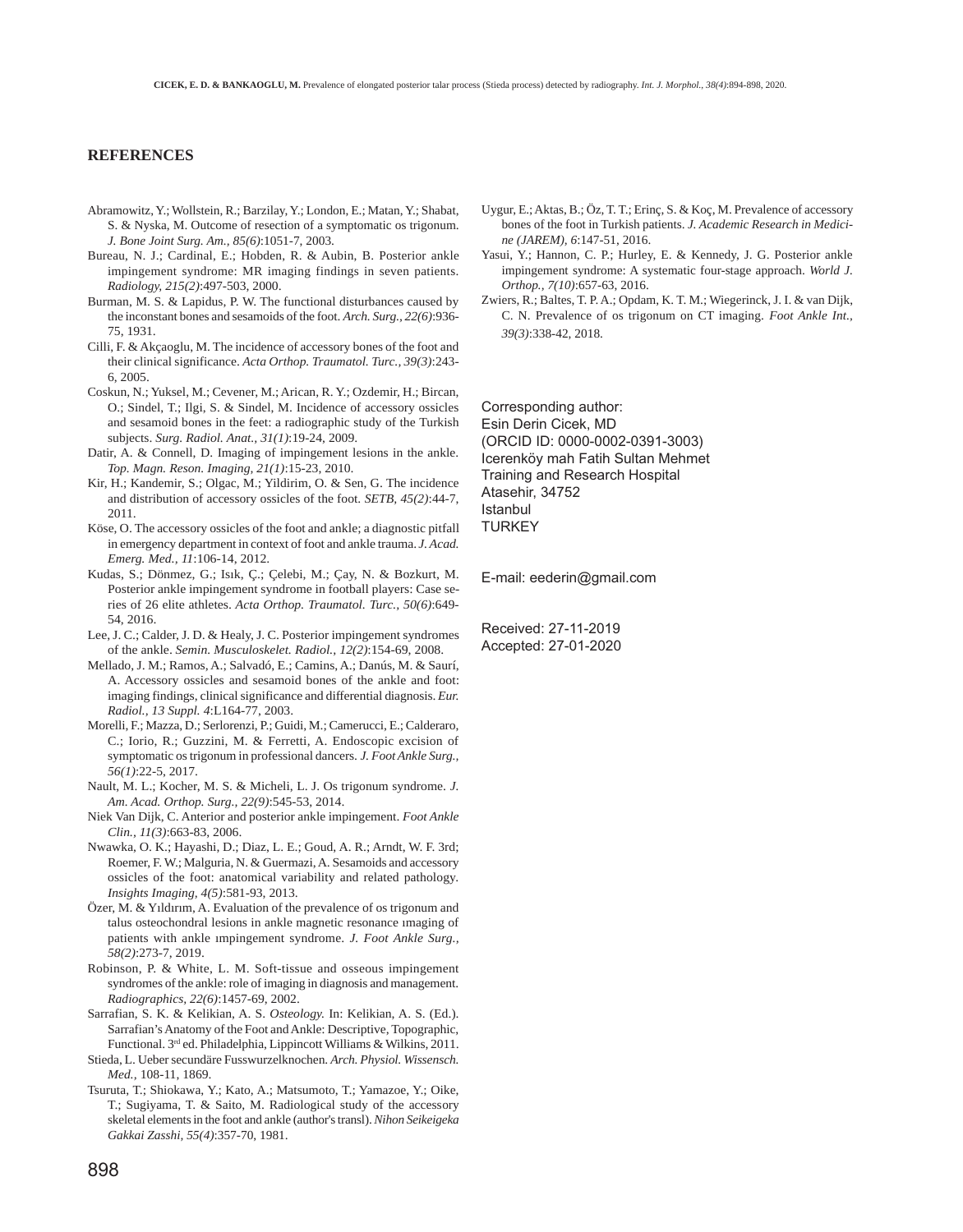## REFERENCES

Abramowitz, Y.; Wollstein, R.; Barzilay, Y.; London, E.; Matan, Y.; Shabat, S. & Nyska, M. Outcome of resection of a symptomatic os trigonum. *J. Bone Joint Surg. Am., 85(6)*:1051-7, 2003.

Bureau, N. J.; Cardinal, E.; Hobden, R. & Aubin, B. Posterior ankle impingement syndrome: MR imaging findings in seven patients. *Radiology, 215(2)*:497-503, 2000.

Burman, M. S. & Lapidus, P. W. The functional disturbances caused by the inconstant bones and sesamoids of the foot. *Arch. Surg., 22(6)*:936-75, 1931.

Cilli, F. & Akçaoglu, M. The incidence of accessory bones of the foot and their clinical significance. *Acta Orthop. Traumatol. Turc., 39(3)*:243-6, 2005.

Coskun, N.; Yuksel, M.; Cevener, M.; Arican, R. Y.; Ozdemir, H.; Bircan, O.; Sindel, T.; Ilgi, S. & Sindel, M. Incidence of accessory ossicles and sesamoid bones in the feet: a radiographic study of the Turkish subjects. *Surg. Radiol. Anat., 31(1)*:19-24, 2009.

Datir, A. & Connell, D. Imaging of impingement lesions in the ankle. *Top. Magn. Reson. Imaging, 21(1)*:15-23, 2010.

Kir, H.; Kandemir, S.; Olgac, M.; Yildirim, O. & Sen, G. The incidence and distribution of accessory ossicles of the foot. *SETB, 45(2)*:44-7, 2011.

Köse, O. The accessory ossicles of the foot and ankle; a diagnostic pitfall in emergency department in context of foot and ankle trauma. *J. Acad. Emerg. Med., 11*:106-14, 2012.

Kudas, S.; Dönmez, G.; Isık, Ç.; Çelebi, M.; Çay, N. & Bozkurt, M. Posterior ankle impingement syndrome in football players: Case series of 26 elite athletes. *Acta Orthop. Traumatol. Turc., 50(6)*:649-54, 2016.

Lee, J. C.; Calder, J. D. & Healy, J. C. Posterior impingement syndromes of the ankle. *Semin. Musculoskelet. Radiol., 12(2)*:154-69, 2008.

Mellado, J. M.; Ramos, A.; Salvadó, E.; Camins, A.; Danús, M. & Saurí, A. Accessory ossicles and sesamoid bones of the ankle and foot: imaging findings, clinical significance and differential diagnosis. *Eur. Radiol., 13 Suppl. 4*:L164-77, 2003.

Morelli, F.; Mazza, D.; Serlorenzi, P.; Guidi, M.; Camerucci, E.; Calderaro, C.; Iorio, R.; Guzzini, M. & Ferretti, A. Endoscopic excision of symptomatic os trigonum in professional dancers. *J. Foot Ankle Surg., 56(1)*:22-5, 2017.

Nault, M. L.; Kocher, M. S. & Micheli, L. J. Os trigonum syndrome. *J. Am. Acad. Orthop. Surg., 22(9)*:545-53, 2014.

Niek Van Dijk, C. Anterior and posterior ankle impingement. *Foot Ankle Clin., 11(3)*:663-83, 2006.

Nwawka, O. K.; Hayashi, D.; Diaz, L. E.; Goud, A. R.; Arndt, W. F. 3rd; Roemer, F. W.; Malguria, N. & Guermazi, A. Sesamoids and accessory ossicles of the foot: anatomical variability and related pathology. *Insights Imaging, 4(5)*:581-93, 2013.

Özer, M. & Yıldırım, A. Evaluation of the prevalence of os trigonum and talus osteochondral lesions in ankle magnetic resonance ımaging of patients with ankle ımpingement syndrome. *J. Foot Ankle Surg., 58(2)*:273-7, 2019.

Robinson, P. & White, L. M. Soft-tissue and osseous impingement syndromes of the ankle: role of imaging in diagnosis and management. *Radiographics, 22(6)*:1457-69, 2002.

Sarrafian, S. K. & Kelikian, A. S. *Osteology.* In: Kelikian, A. S. (Ed.). Sarrafian's Anatomy of the Foot and Ankle: Descriptive, Topographic, Functional. 3rd ed. Philadelphia, Lippincott Williams & Wilkins, 2011.

Stieda, L. Ueber secundäre Fusswurzelknochen. *Arch. Physiol. Wissensch. Med.,* 108-11, 1869.

Tsuruta, T.; Shiokawa, Y.; Kato, A.; Matsumoto, T.; Yamazoe, Y.; Oike, T.; Sugiyama, T. & Saito, M. Radiological study of the accessory skeletal elements in the foot and ankle (author's transl). *Nihon Seikeigeka Gakkai Zasshi, 55(4)*:357-70, 1981.

Uygur, E.; Aktas, B.; Öz, T. T.; Erinç, S. & Koç, M. Prevalence of accessory bones of the foot in Turkish patients. *J. Academic Research in Medicine (JAREM), 6*:147-51, 2016.

Yasui, Y.; Hannon, C. P.; Hurley, E. & Kennedy, J. G. Posterior ankle impingement syndrome: A systematic four-stage approach. *World J. Orthop., 7(10)*:657-63, 2016.

Zwiers, R.; Baltes, T. P. A.; Opdam, K. T. M.; Wiegerinck, J. I. & van Dijk, C. N. Prevalence of os trigonum on CT imaging. *Foot Ankle Int., 39(3)*:338-42, 2018.

Corresponding author:
Esin Derin Cicek, MD
(ORCID ID: 0000-0002-0391-3003)
Icerenköy mah Fatih Sultan Mehmet
Training and Research Hospital
Atasehir, 34752
Istanbul
TURKEY

E-mail: eederin@gmail.com

Received: 27-11-2019
Accepted: 27-01-2020